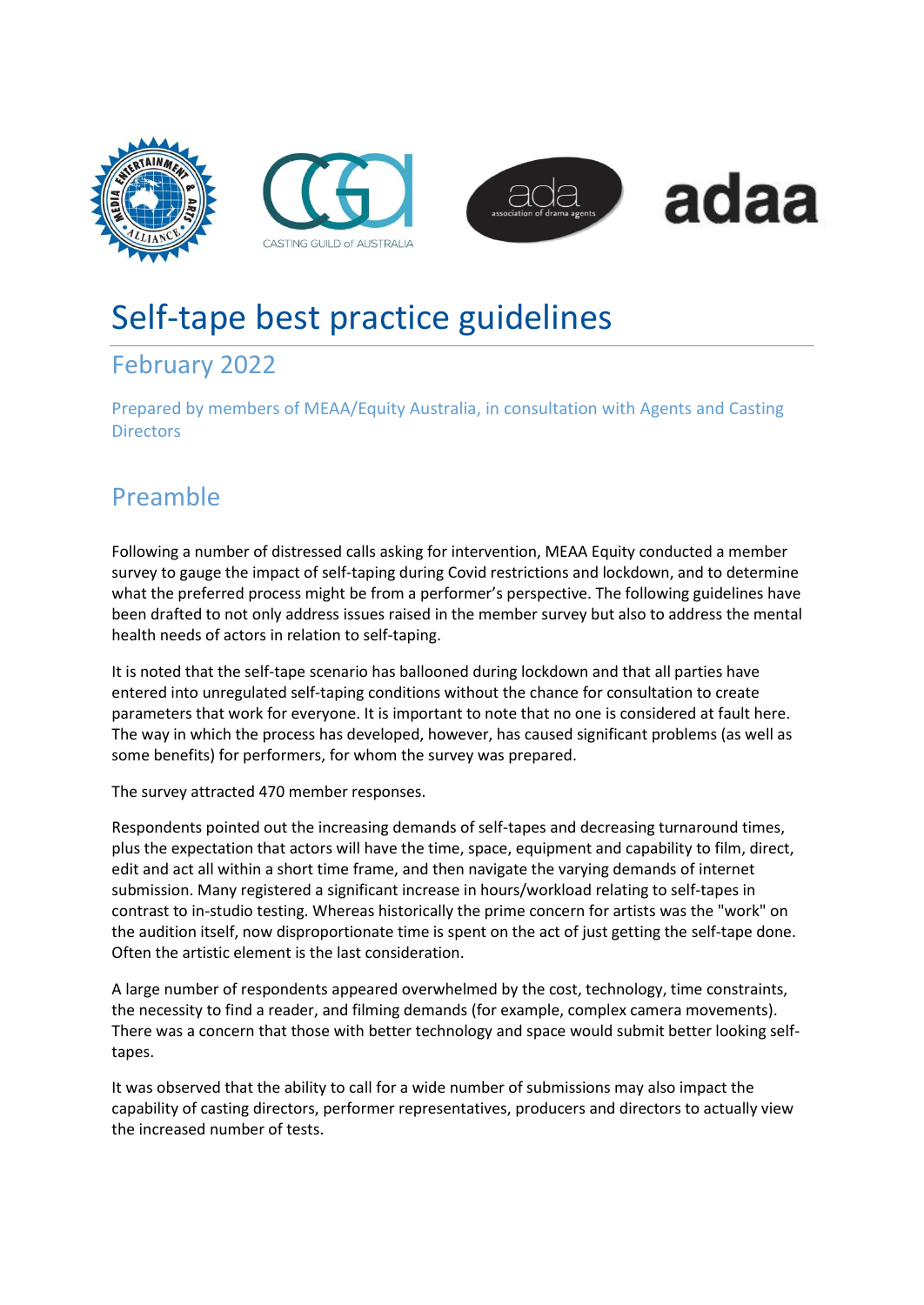# Self-tape best practice guidelines

## February 2022

Prepared by members of MEAA/Equity Australia, in consultation with Agents and Casting Directors

## Preamble

Following a number of distressed calls asking for intervention, MEAA Equity conducted a member survey to gauge the impact of self-taping during Covid restrictions and lockdown, and to determine what the preferred process might be from a performer's perspective. The following guidelines have been drafted to not only address issues raised in the member survey but also to address the mental health needs of actors in relation to self-taping.

It is noted that the self-tape scenario has ballooned during lockdown and that all parties have entered into unregulated self-taping conditions without the chance for consultation to create parameters that work for everyone. It is important to note that no one is considered at fault here. The way in which the process has developed, however, has caused significant problems (as well as some benefits) for performers, for whom the survey was prepared.

The survey attracted 470 member responses.

Respondents pointed out the increasing demands of self-tapes and decreasing turnaround times, plus the expectation that actors will have the time, space, equipment and capability to film, direct, edit and act all within a short time frame, and then navigate the varying demands of internet submission. Many registered a significant increase in hours/workload relating to self-tapes in contrast to in-studio testing. Whereas historically the prime concern for artists was the "work" on the audition itself, now disproportionate time is spent on the act of just getting the self-tape done. Often the artistic element is the last consideration.

A large number of respondents appeared overwhelmed by the cost, technology, time constraints, the necessity to find a reader, and filming demands (for example, complex camera movements). There was a concern that those with better technology and space would submit better looking self-tapes.

It was observed that the ability to call for a wide number of submissions may also impact the capability of casting directors, performer representatives, producers and directors to actually view the increased number of tests.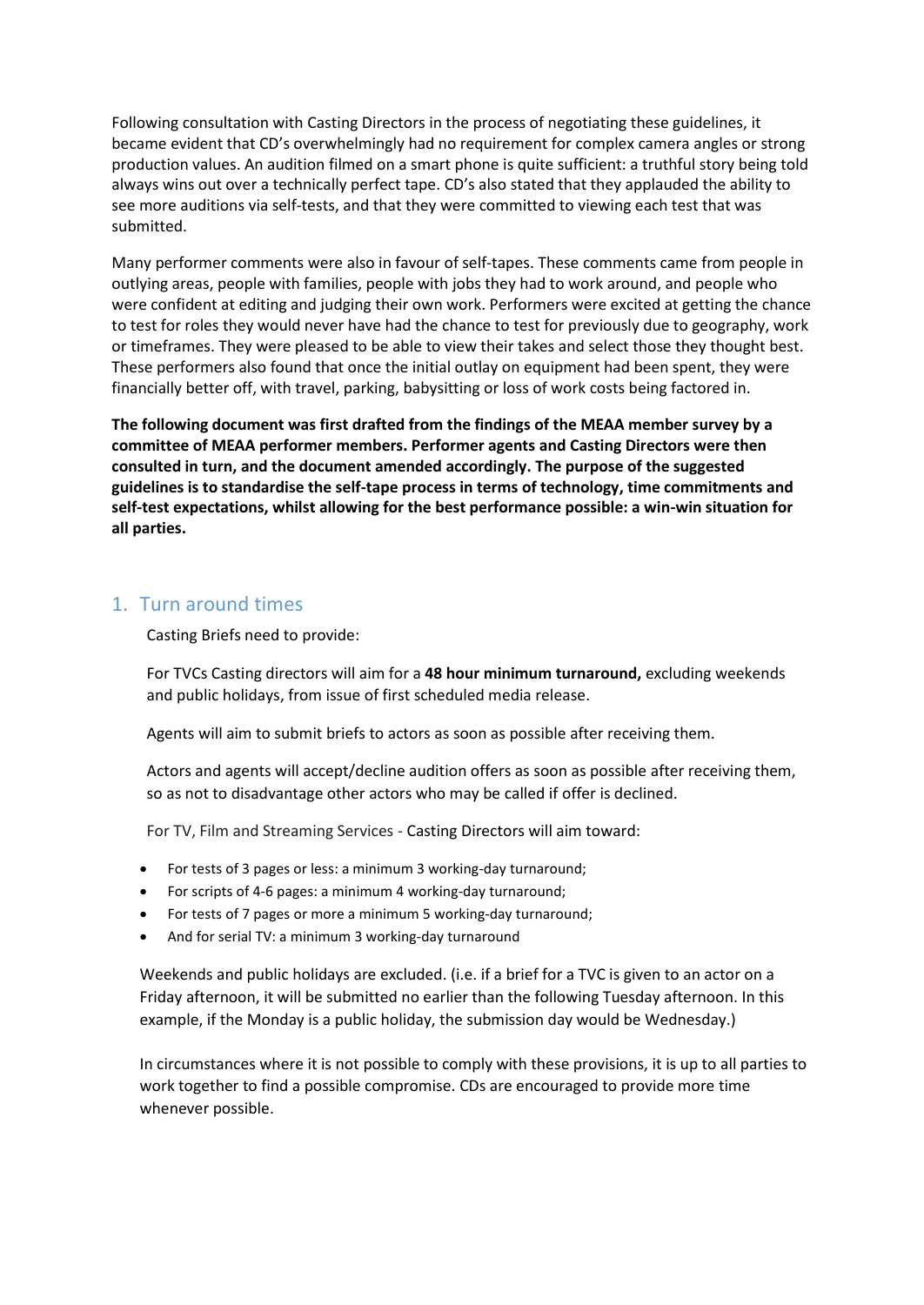Following consultation with Casting Directors in the process of negotiating these guidelines, it became evident that CD's overwhelmingly had no requirement for complex camera angles or strong production values. An audition filmed on a smart phone is quite sufficient: a truthful story being told always wins out over a technically perfect tape. CD's also stated that they applauded the ability to see more auditions via self-tests, and that they were committed to viewing each test that was submitted.

Many performer comments were also in favour of self-tapes. These comments came from people in outlying areas, people with families, people with jobs they had to work around, and people who were confident at editing and judging their own work. Performers were excited at getting the chance to test for roles they would never have had the chance to test for previously due to geography, work or timeframes. They were pleased to be able to view their takes and select those they thought best. These performers also found that once the initial outlay on equipment had been spent, they were financially better off, with travel, parking, babysitting or loss of work costs being factored in.

**The following document was first drafted from the findings of the MEAA member survey by a committee of MEAA performer members. Performer agents and Casting Directors were then consulted in turn, and the document amended accordingly. The purpose of the suggested guidelines is to standardise the self-tape process in terms of technology, time commitments and self-test expectations, whilst allowing for the best performance possible: a win-win situation for all parties.**

## 1. Turn around times

Casting Briefs need to provide:

For TVCs Casting directors will aim for a **48 hour minimum turnaround,** excluding weekends and public holidays, from issue of first scheduled media release.

Agents will aim to submit briefs to actors as soon as possible after receiving them.

Actors and agents will accept/decline audition offers as soon as possible after receiving them, so as not to disadvantage other actors who may be called if offer is declined.

For TV, Film and Streaming Services - Casting Directors will aim toward:

- For tests of 3 pages or less: a minimum 3 working-day turnaround;
- For scripts of 4-6 pages: a minimum 4 working-day turnaround;
- For tests of 7 pages or more a minimum 5 working-day turnaround;
- And for serial TV: a minimum 3 working-day turnaround

Weekends and public holidays are excluded. (i.e. if a brief for a TVC is given to an actor on a Friday afternoon, it will be submitted no earlier than the following Tuesday afternoon. In this example, if the Monday is a public holiday, the submission day would be Wednesday.)

In circumstances where it is not possible to comply with these provisions, it is up to all parties to work together to find a possible compromise. CDs are encouraged to provide more time whenever possible.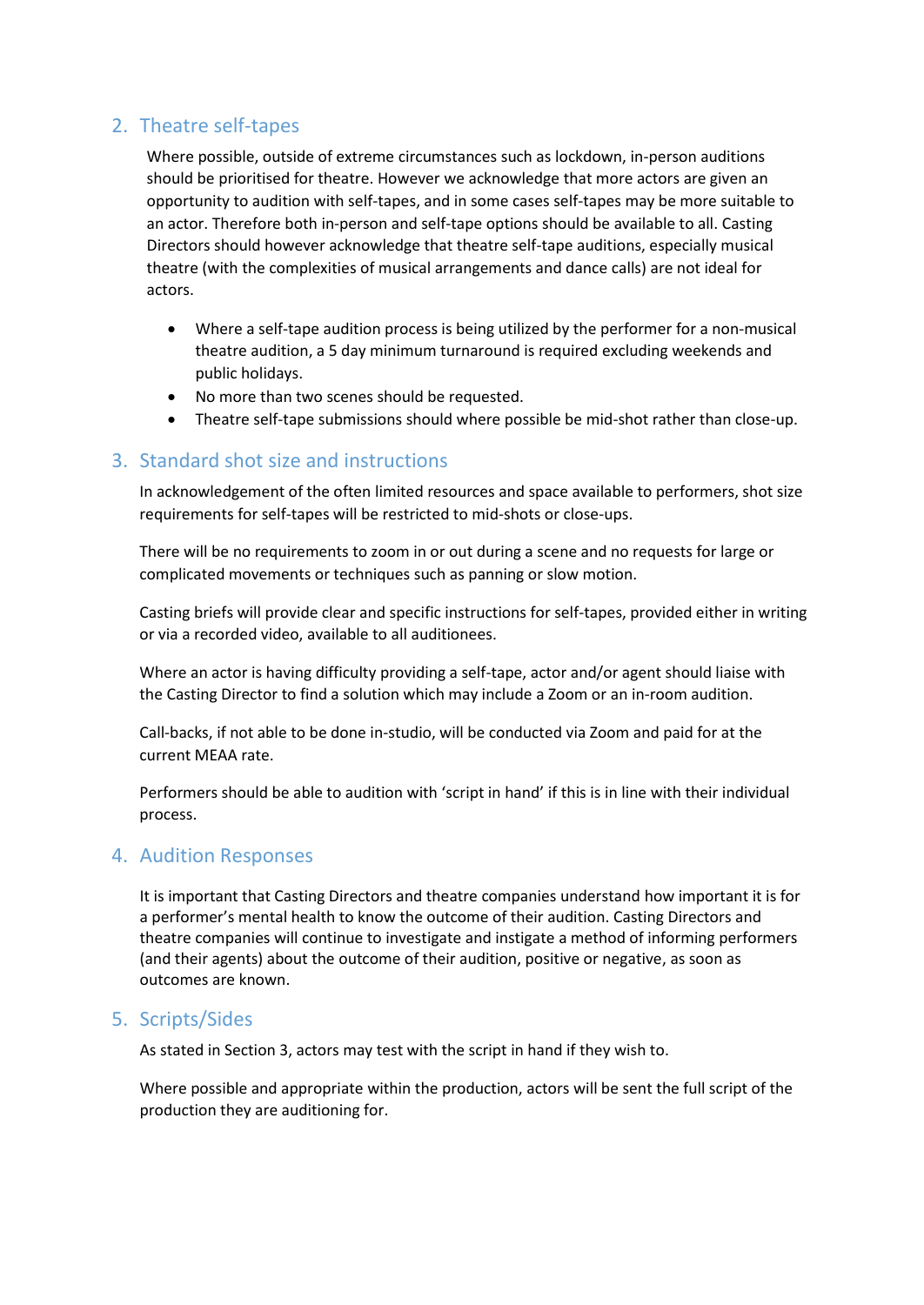## 2. Theatre self-tapes

Where possible, outside of extreme circumstances such as lockdown, in-person auditions should be prioritised for theatre. However we acknowledge that more actors are given an opportunity to audition with self-tapes, and in some cases self-tapes may be more suitable to an actor. Therefore both in-person and self-tape options should be available to all. Casting Directors should however acknowledge that theatre self-tape auditions, especially musical theatre (with the complexities of musical arrangements and dance calls) are not ideal for actors.

- Where a self-tape audition process is being utilized by the performer for a non-musical theatre audition, a 5 day minimum turnaround is required excluding weekends and public holidays.
- No more than two scenes should be requested.
- Theatre self-tape submissions should where possible be mid-shot rather than close-up.

## 3. Standard shot size and instructions

In acknowledgement of the often limited resources and space available to performers, shot size requirements for self-tapes will be restricted to mid-shots or close-ups.

There will be no requirements to zoom in or out during a scene and no requests for large or complicated movements or techniques such as panning or slow motion.

Casting briefs will provide clear and specific instructions for self-tapes, provided either in writing or via a recorded video, available to all auditionees.

Where an actor is having difficulty providing a self-tape, actor and/or agent should liaise with the Casting Director to find a solution which may include a Zoom or an in-room audition.

Call-backs, if not able to be done in-studio, will be conducted via Zoom and paid for at the current MEAA rate.

Performers should be able to audition with 'script in hand' if this is in line with their individual process.

## 4. Audition Responses

It is important that Casting Directors and theatre companies understand how important it is for a performer's mental health to know the outcome of their audition. Casting Directors and theatre companies will continue to investigate and instigate a method of informing performers (and their agents) about the outcome of their audition, positive or negative, as soon as outcomes are known.

## 5. Scripts/Sides

As stated in Section 3, actors may test with the script in hand if they wish to.

Where possible and appropriate within the production, actors will be sent the full script of the production they are auditioning for.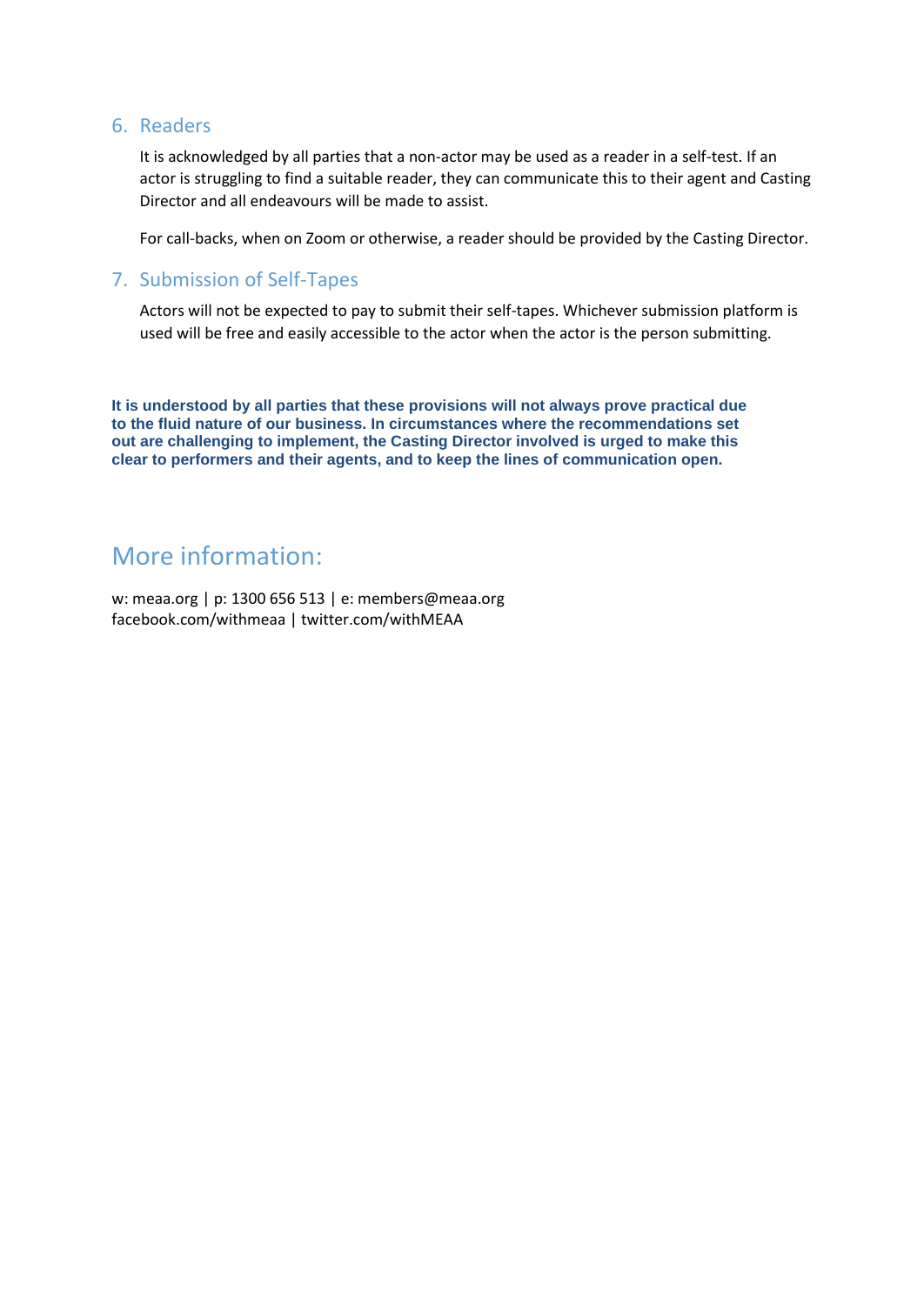## 6. Readers

It is acknowledged by all parties that a non-actor may be used as a reader in a self-test. If an actor is struggling to find a suitable reader, they can communicate this to their agent and Casting Director and all endeavours will be made to assist.

For call-backs, when on Zoom or otherwise, a reader should be provided by the Casting Director.

## 7. Submission of Self-Tapes

Actors will not be expected to pay to submit their self-tapes. Whichever submission platform is used will be free and easily accessible to the actor when the actor is the person submitting.

**It is understood by all parties that these provisions will not always prove practical due to the fluid nature of our business. In circumstances where the recommendations set out are challenging to implement, the Casting Director involved is urged to make this clear to performers and their agents, and to keep the lines of communication open.**

# More information:

w: meaa.org | p: 1300 656 513 | e: members@meaa.org
facebook.com/withmeaa | twitter.com/withMEAA